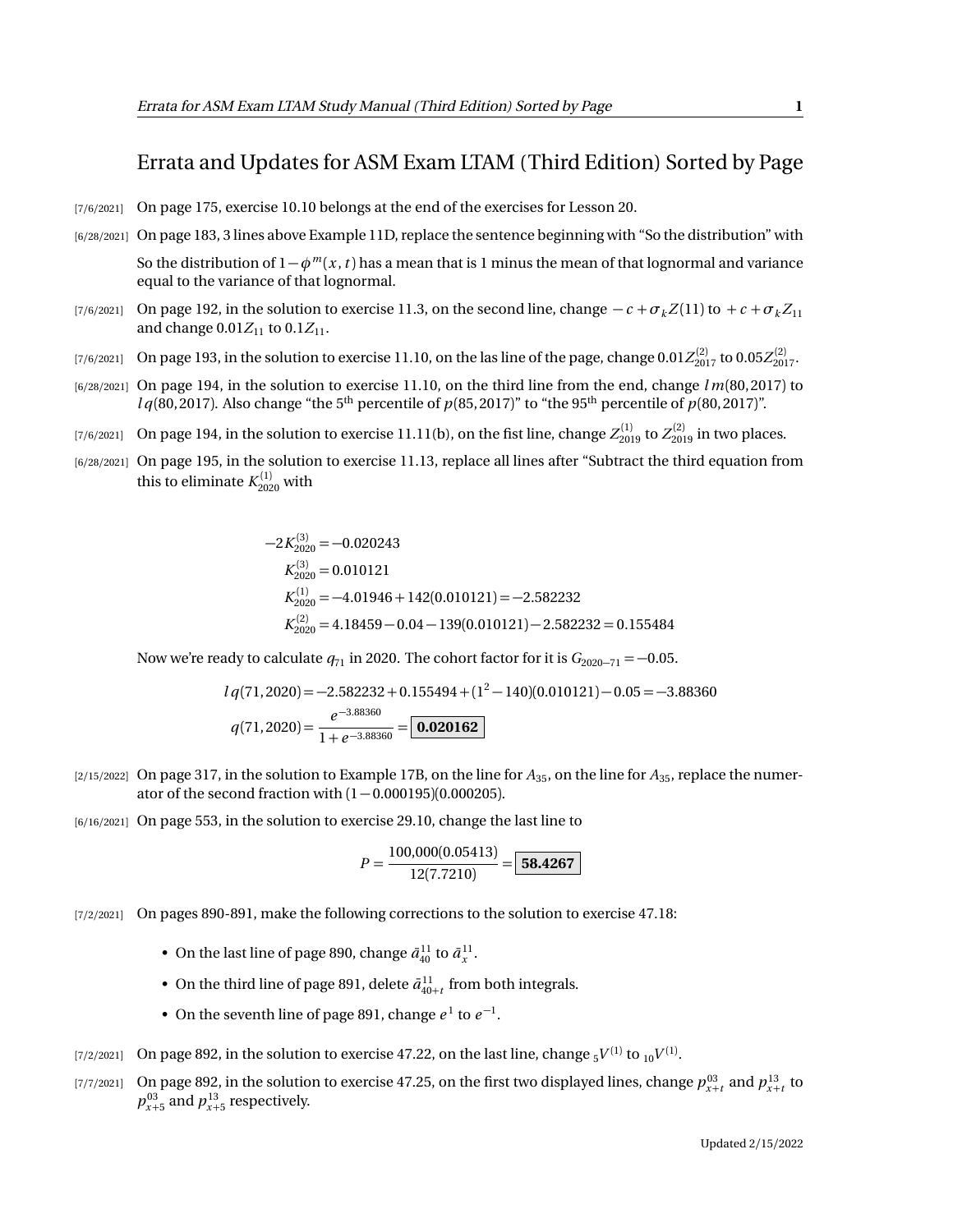# Errata and Updates for ASM Exam LTAM (Third Edition) Sorted by Page

[7/6/2021] On page 175, exercise 10.10 belongs at the end of the exercises for Lesson 20.

[6/28/2021] On page 183, 3 lines above Example 11D, replace the sentence beginning with "So the distribution" with

So the distribution of $1-\phi^m(x,t)$ has a mean that is 1 minus the mean of that lognormal and variance equal to the variance of that lognormal.

[7/6/2021] On page 192, in the solution to exercise 11.3, on the second line, change $-c+\sigma_k Z(11)$ to $+c+\sigma_k Z_{11}$ and change $0.01Z_{11}$ to $0.1Z_{11}$.

[7/6/2021] On page 193, in the solution to exercise 11.10, on the las line of the page, change $0.01Z^{(2)}_{2017}$ to $0.05Z^{(2)}_{2017}$.

[6/28/2021] On page 194, in the solution to exercise 11.10, on the third line from the end, change $lm(80,2017)$ to $lq(80,2017)$. Also change "the 5th percentile of $p(85,2017)$" to "the 95th percentile of $p(80,2017)$".

[7/6/2021] On page 194, in the solution to exercise 11.11(b), on the fist line, change $Z^{(1)}_{2019}$ to $Z^{(2)}_{2019}$ in two places.

[6/28/2021] On page 195, in the solution to exercise 11.13, replace all lines after "Subtract the third equation from this to eliminate $K^{(1)}_{2020}$ with

$$
\begin{aligned}
-2K^{(3)}_{2020} &= -0.020243 \\
K^{(3)}_{2020} &= 0.010121 \\
K^{(1)}_{2020} &= -4.01946 + 142(0.010121) = -2.582232 \\
K^{(2)}_{2020} &= 4.18459 - 0.04 - 139(0.010121) - 2.582232 = 0.155484
\end{aligned}
$$

Now we're ready to calculate $q_{71}$ in 2020. The cohort factor for it is $G_{2020-71} = -0.05$.

$$
\begin{aligned}
lq(71,2020) &= -2.582232 + 0.155494 + (1^2 - 140)(0.010121) - 0.05 = -3.88360 \\
q(71,2020) &= \frac{e^{-3.88360}}{1+e^{-3.88360}} = \boxed{\mathbf{0.020162}}
\end{aligned}
$$

[2/15/2022] On page 317, in the solution to Example 17B, on the line for $A_{35}$, on the line for $A_{35}$, replace the numerator of the second fraction with $(1-0.000195)(0.000205)$.

[6/16/2021] On page 553, in the solution to exercise 29.10, change the last line to

$$
P = \frac{100{,}000(0.05413)}{12(7.7210)} = \boxed{\mathbf{58.4267}}
$$

[7/2/2021] On pages 890-891, make the following corrections to the solution to exercise 47.18:

- On the last line of page 890, change $\bar{a}^{11}_{40}$ to $\bar{a}^{11}_{x}$.
- On the third line of page 891, delete $\bar{a}^{11}_{40+t}$ from both integrals.
- On the seventh line of page 891, change $e^1$ to $e^{-1}$.

[7/2/2021] On page 892, in the solution to exercise 47.22, on the last line, change ${}_5V^{(1)}$ to ${}_{10}V^{(1)}$.

[7/7/2021] On page 892, in the solution to exercise 47.25, on the first two displayed lines, change $p^{03}_{x+t}$ and $p^{13}_{x+t}$ to $p^{03}_{x+5}$ and $p^{13}_{x+5}$ respectively.

Updated 2/15/2022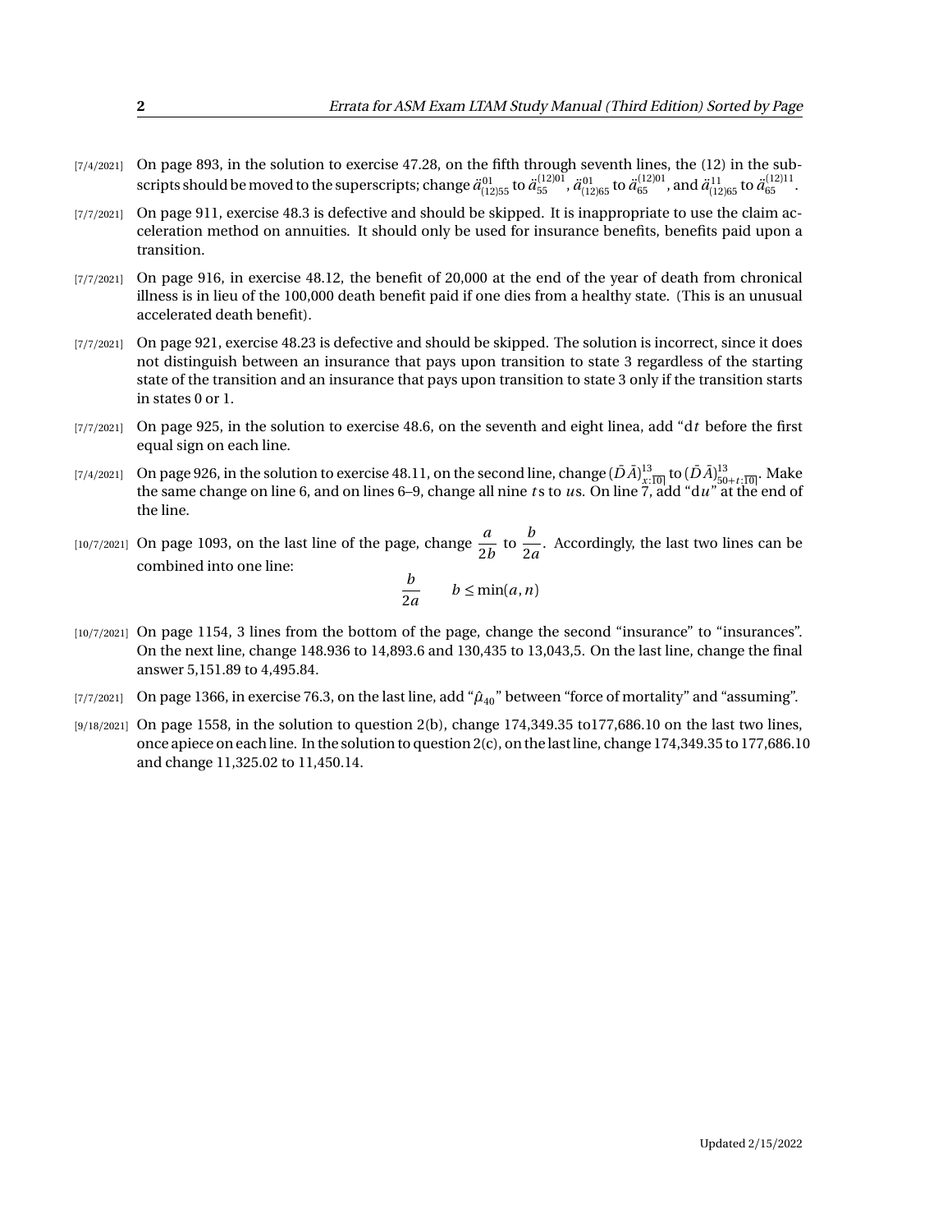[7/4/2021] On page 893, in the solution to exercise 47.28, on the fifth through seventh lines, the (12) in the subscripts should be moved to the superscripts; change $\ddot{a}^{01}_{(12)55}$ to $\ddot{a}^{(12)01}_{55}$, $\ddot{a}^{01}_{(12)65}$ to $\ddot{a}^{(12)01}_{65}$, and $\ddot{a}^{11}_{(12)65}$ to $\ddot{a}^{(12)11}_{65}$.

[7/7/2021] On page 911, exercise 48.3 is defective and should be skipped. It is inappropriate to use the claim acceleration method on annuities. It should only be used for insurance benefits, benefits paid upon a transition.

[7/7/2021] On page 916, in exercise 48.12, the benefit of 20,000 at the end of the year of death from chronical illness is in lieu of the 100,000 death benefit paid if one dies from a healthy state. (This is an unusual accelerated death benefit).

[7/7/2021] On page 921, exercise 48.23 is defective and should be skipped. The solution is incorrect, since it does not distinguish between an insurance that pays upon transition to state 3 regardless of the starting state of the transition and an insurance that pays upon transition to state 3 only if the transition starts in states 0 or 1.

[7/7/2021] On page 925, in the solution to exercise 48.6, on the seventh and eight linea, add "d$t$ before the first equal sign on each line.

[7/4/2021] On page 926, in the solution to exercise 48.11, on the second line, change $(\bar{D}\bar{A})^{13}_{x:\overline{10}|}$ to $(\bar{D}\bar{A})^{13}_{50+t:\overline{10}|}$. Make the same change on line 6, and on lines 6–9, change all nine $t$s to $u$s. On line 7, add "d$u$" at the end of the line.

[10/7/2021] On page 1093, on the last line of the page, change $\dfrac{a}{2b}$ to $\dfrac{b}{2a}$. Accordingly, the last two lines can be combined into one line:

$$\frac{b}{2a} \qquad b \le \min(a, n)$$

[10/7/2021] On page 1154, 3 lines from the bottom of the page, change the second "insurance" to "insurances". On the next line, change 148.936 to 14,893.6 and 130,435 to 13,043,5. On the last line, change the final answer 5,151.89 to 4,495.84.

[7/7/2021] On page 1366, in exercise 76.3, on the last line, add "$\hat{\mu}_{40}$" between "force of mortality" and "assuming".

[9/18/2021] On page 1558, in the solution to question 2(b), change 174,349.35 to177,686.10 on the last two lines, once apiece on each line. In the solution to question 2(c), on the last line, change 174,349.35 to 177,686.10 and change 11,325.02 to 11,450.14.